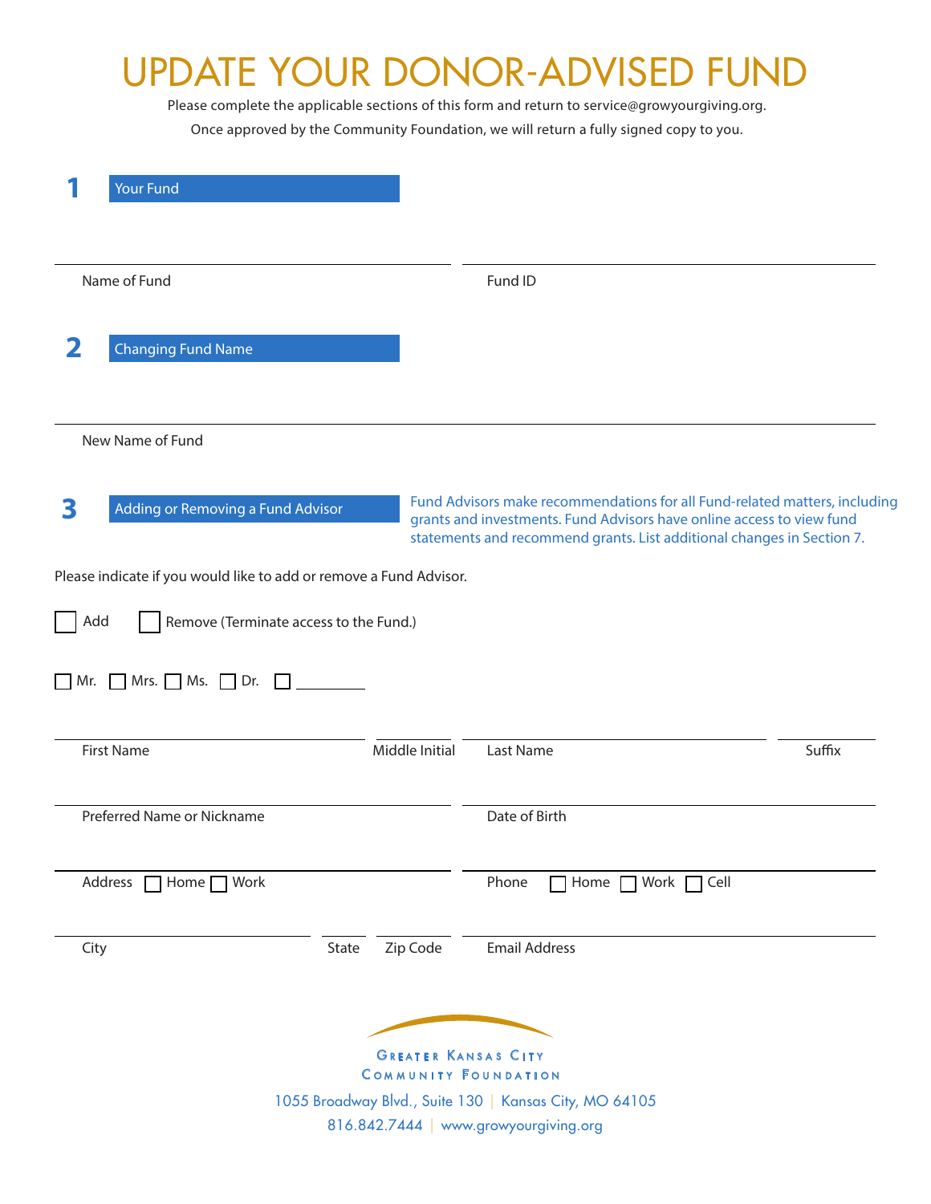# UPDATE YOUR DONOR-ADVISED FUND

Please complete the applicable sections of this form and return to service@growyourgiving.org.

Once approved by the Community Foundation, we will return a fully signed copy to you.

## 1 Your Fund

Name of Fund ____________________ Fund ID ____________________

## 2 Changing Fund Name

New Name of Fund ____________________

## 3 Adding or Removing a Fund Advisor

Fund Advisors make recommendations for all Fund-related matters, including grants and investments. Fund Advisors have online access to view fund statements and recommend grants. List additional changes in Section 7.

Please indicate if you would like to add or remove a Fund Advisor.

☐ Add ☐ Remove (Terminate access to the Fund.)

☐ Mr. ☐ Mrs. ☐ Ms. ☐ Dr. ☐ ________

First Name ____________________ Middle Initial ______ Last Name ____________________ Suffix ______

Preferred Name or Nickname ____________________ Date of Birth ____________________

Address ☐ Home ☐ Work ____________________ Phone ☐ Home ☐ Work ☐ Cell ____________________

City ____________________ State ______ Zip Code ______ Email Address ____________________

Greater Kansas City Community Foundation

1055 Broadway Blvd., Suite 130 | Kansas City, MO 64105

816.842.7444 | www.growyourgiving.org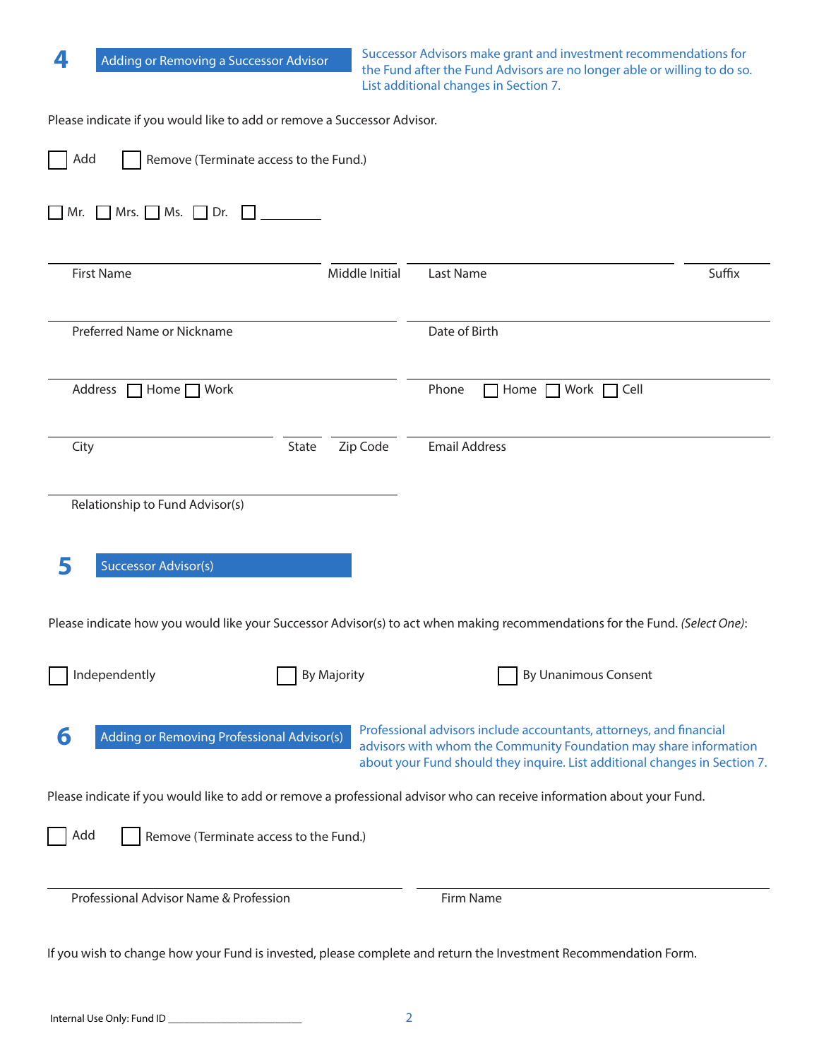## 4 Adding or Removing a Successor Advisor

Successor Advisors make grant and investment recommendations for the Fund after the Fund Advisors are no longer able or willing to do so. List additional changes in Section 7.

Please indicate if you would like to add or remove a Successor Advisor.

☐ Add ☐ Remove (Terminate access to the Fund.)

☐ Mr. ☐ Mrs. ☐ Ms. ☐ Dr. ☐ _________

First Name | Middle Initial | Last Name | Suffix

Preferred Name or Nickname | Date of Birth

Address ☐ Home ☐ Work | Phone ☐ Home ☐ Work ☐ Cell

City | State | Zip Code | Email Address

Relationship to Fund Advisor(s)

## 5 Successor Advisor(s)

Please indicate how you would like your Successor Advisor(s) to act when making recommendations for the Fund. *(Select One)*:

☐ Independently ☐ By Majority ☐ By Unanimous Consent

## 6 Adding or Removing Professional Advisor(s)

Professional advisors include accountants, attorneys, and financial advisors with whom the Community Foundation may share information about your Fund should they inquire. List additional changes in Section 7.

Please indicate if you would like to add or remove a professional advisor who can receive information about your Fund.

☐ Add ☐ Remove (Terminate access to the Fund.)

Professional Advisor Name & Profession | Firm Name

If you wish to change how your Fund is invested, please complete and return the Investment Recommendation Form.

Internal Use Only: Fund ID ______________________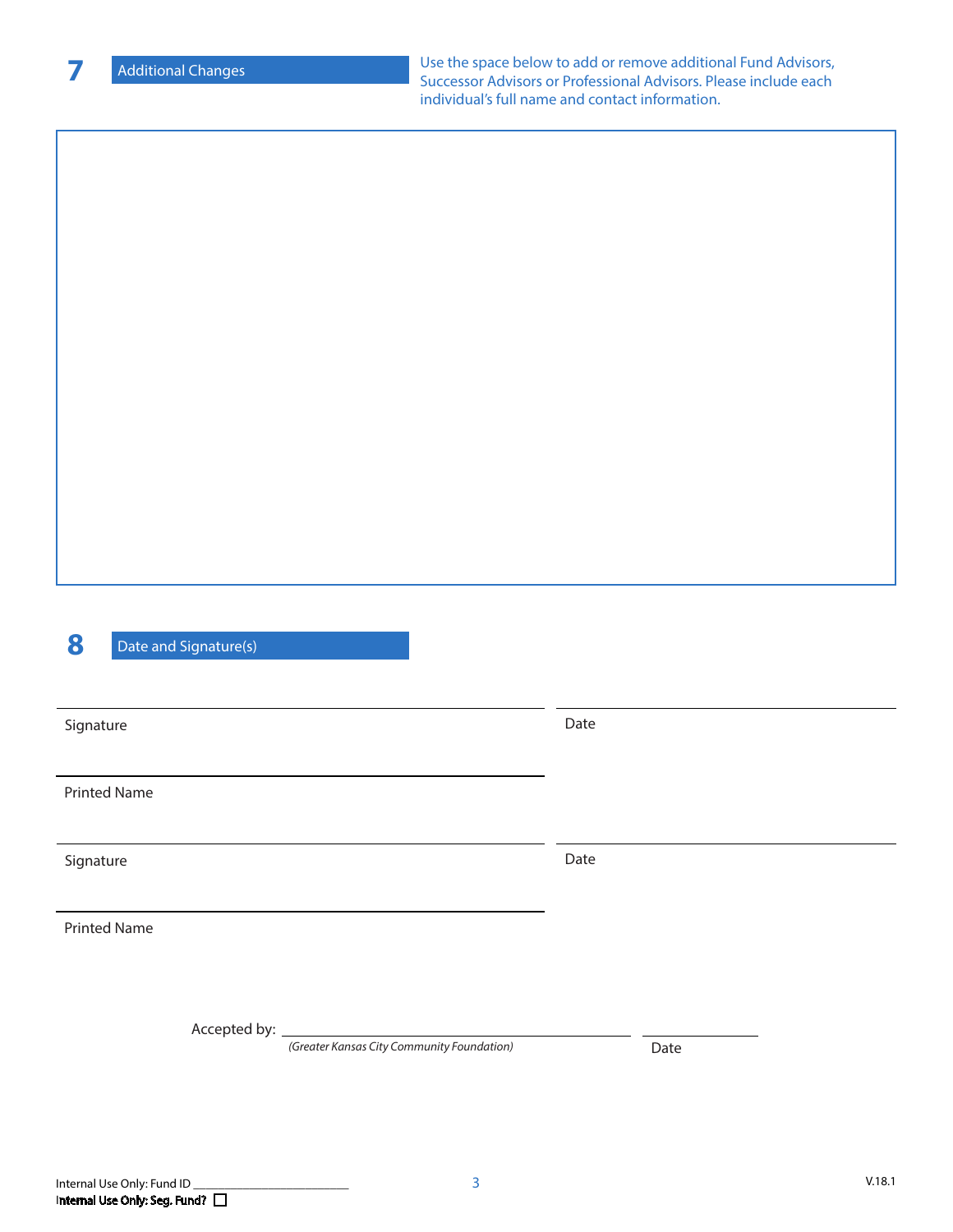## 7 Additional Changes

Use the space below to add or remove additional Fund Advisors, Successor Advisors or Professional Advisors. Please include each individual's full name and contact information.

## 8 Date and Signature(s)

Signature _______________________ Date _______________________

Printed Name _______________________

Signature _______________________ Date _______________________

Printed Name _______________________

Accepted by: _______________________ _______________________
*(Greater Kansas City Community Foundation)* Date

Internal Use Only: Fund ID _______________________

Internal Use Only: Seg. Fund? ☐

V.18.1